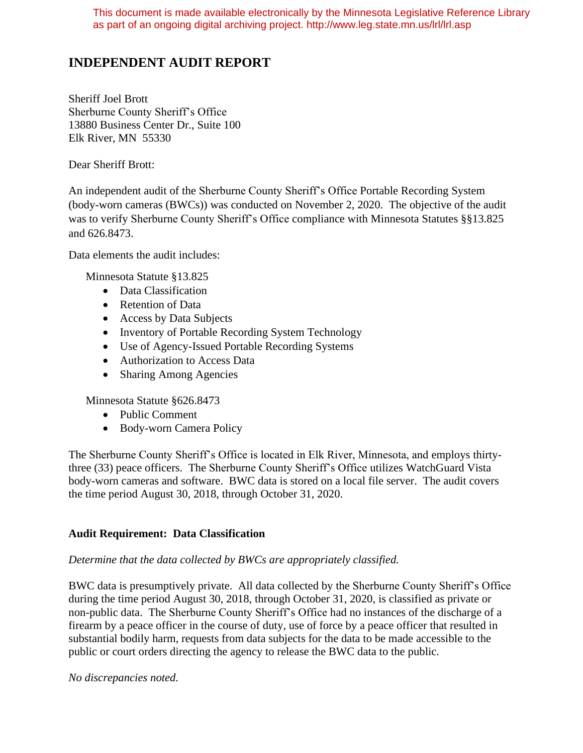This document is made available electronically by the Minnesota Legislative Reference Library as part of an ongoing digital archiving project. http://www.leg.state.mn.us/lrl/lrl.asp

# INDEPENDENT AUDIT REPORT

Sheriff Joel Brott
Sherburne County Sheriff's Office
13880 Business Center Dr., Suite 100
Elk River, MN 55330

Dear Sheriff Brott:

An independent audit of the Sherburne County Sheriff's Office Portable Recording System (body-worn cameras (BWCs)) was conducted on November 2, 2020. The objective of the audit was to verify Sherburne County Sheriff's Office compliance with Minnesota Statutes §§13.825 and 626.8473.

Data elements the audit includes:

Minnesota Statute §13.825

- Data Classification
- Retention of Data
- Access by Data Subjects
- Inventory of Portable Recording System Technology
- Use of Agency-Issued Portable Recording Systems
- Authorization to Access Data
- Sharing Among Agencies

Minnesota Statute §626.8473

- Public Comment
- Body-worn Camera Policy

The Sherburne County Sheriff's Office is located in Elk River, Minnesota, and employs thirty-three (33) peace officers. The Sherburne County Sheriff's Office utilizes WatchGuard Vista body-worn cameras and software. BWC data is stored on a local file server. The audit covers the time period August 30, 2018, through October 31, 2020.

### Audit Requirement: Data Classification

*Determine that the data collected by BWCs are appropriately classified.*

BWC data is presumptively private. All data collected by the Sherburne County Sheriff's Office during the time period August 30, 2018, through October 31, 2020, is classified as private or non-public data. The Sherburne County Sheriff's Office had no instances of the discharge of a firearm by a peace officer in the course of duty, use of force by a peace officer that resulted in substantial bodily harm, requests from data subjects for the data to be made accessible to the public or court orders directing the agency to release the BWC data to the public.

*No discrepancies noted.*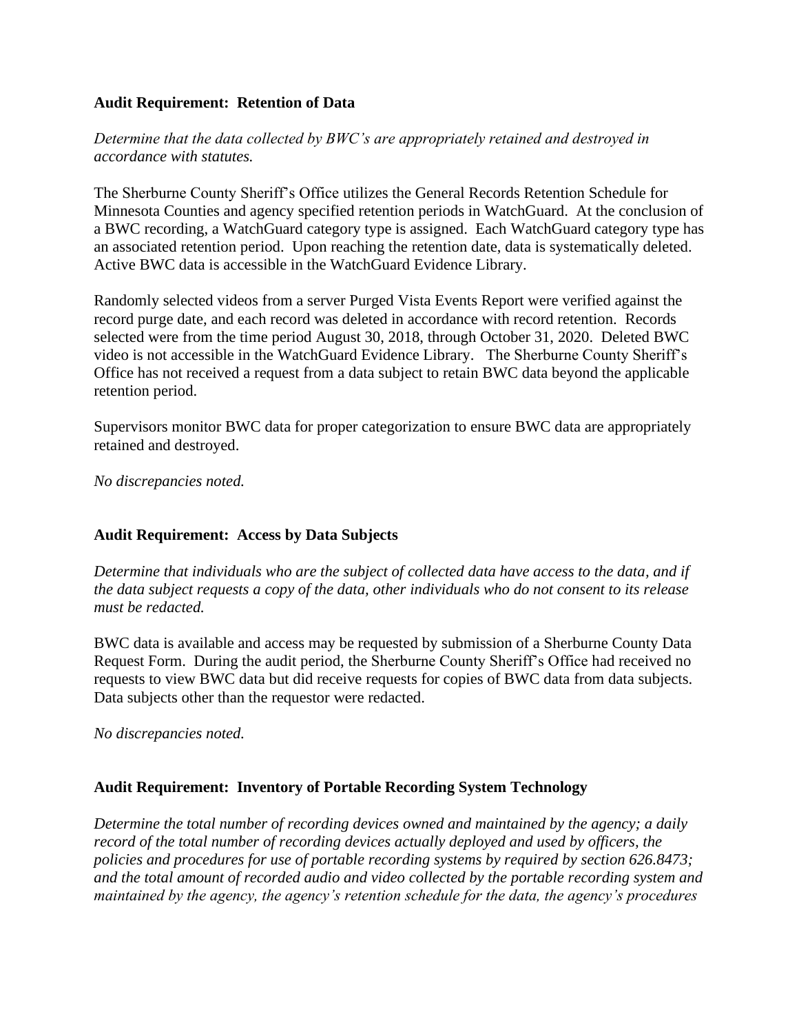**Audit Requirement: Retention of Data**

*Determine that the data collected by BWC's are appropriately retained and destroyed in accordance with statutes.*

The Sherburne County Sheriff's Office utilizes the General Records Retention Schedule for Minnesota Counties and agency specified retention periods in WatchGuard. At the conclusion of a BWC recording, a WatchGuard category type is assigned. Each WatchGuard category type has an associated retention period. Upon reaching the retention date, data is systematically deleted. Active BWC data is accessible in the WatchGuard Evidence Library.

Randomly selected videos from a server Purged Vista Events Report were verified against the record purge date, and each record was deleted in accordance with record retention. Records selected were from the time period August 30, 2018, through October 31, 2020. Deleted BWC video is not accessible in the WatchGuard Evidence Library. The Sherburne County Sheriff's Office has not received a request from a data subject to retain BWC data beyond the applicable retention period.

Supervisors monitor BWC data for proper categorization to ensure BWC data are appropriately retained and destroyed.

*No discrepancies noted.*

**Audit Requirement: Access by Data Subjects**

*Determine that individuals who are the subject of collected data have access to the data, and if the data subject requests a copy of the data, other individuals who do not consent to its release must be redacted.*

BWC data is available and access may be requested by submission of a Sherburne County Data Request Form. During the audit period, the Sherburne County Sheriff's Office had received no requests to view BWC data but did receive requests for copies of BWC data from data subjects. Data subjects other than the requestor were redacted.

*No discrepancies noted.*

**Audit Requirement: Inventory of Portable Recording System Technology**

*Determine the total number of recording devices owned and maintained by the agency; a daily record of the total number of recording devices actually deployed and used by officers, the policies and procedures for use of portable recording systems by required by section 626.8473; and the total amount of recorded audio and video collected by the portable recording system and maintained by the agency, the agency's retention schedule for the data, the agency's procedures*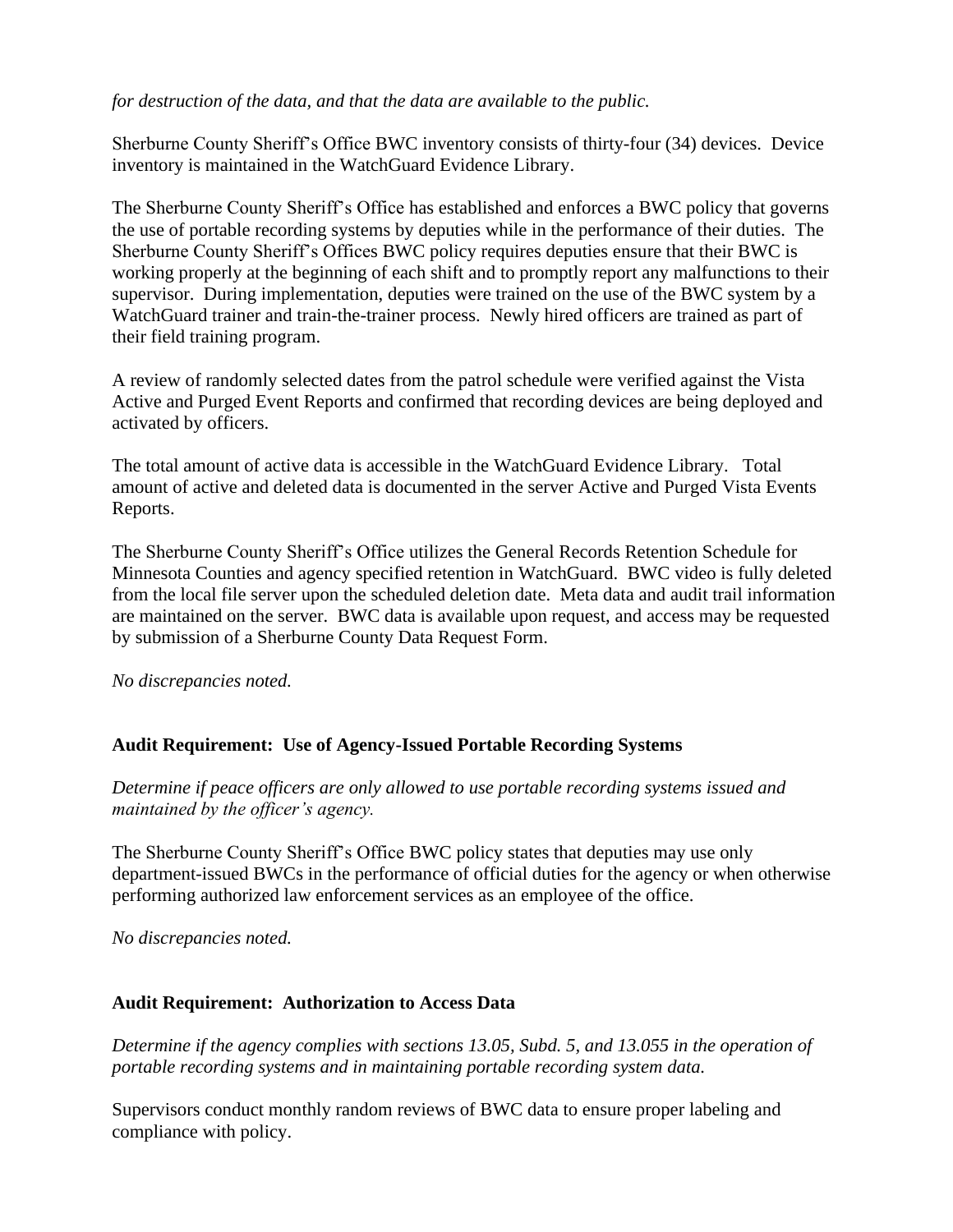*for destruction of the data, and that the data are available to the public.*

Sherburne County Sheriff's Office BWC inventory consists of thirty-four (34) devices. Device inventory is maintained in the WatchGuard Evidence Library.

The Sherburne County Sheriff's Office has established and enforces a BWC policy that governs the use of portable recording systems by deputies while in the performance of their duties. The Sherburne County Sheriff's Offices BWC policy requires deputies ensure that their BWC is working properly at the beginning of each shift and to promptly report any malfunctions to their supervisor. During implementation, deputies were trained on the use of the BWC system by a WatchGuard trainer and train-the-trainer process. Newly hired officers are trained as part of their field training program.

A review of randomly selected dates from the patrol schedule were verified against the Vista Active and Purged Event Reports and confirmed that recording devices are being deployed and activated by officers.

The total amount of active data is accessible in the WatchGuard Evidence Library. Total amount of active and deleted data is documented in the server Active and Purged Vista Events Reports.

The Sherburne County Sheriff's Office utilizes the General Records Retention Schedule for Minnesota Counties and agency specified retention in WatchGuard. BWC video is fully deleted from the local file server upon the scheduled deletion date. Meta data and audit trail information are maintained on the server. BWC data is available upon request, and access may be requested by submission of a Sherburne County Data Request Form.

*No discrepancies noted.*

**Audit Requirement: Use of Agency-Issued Portable Recording Systems**

*Determine if peace officers are only allowed to use portable recording systems issued and maintained by the officer's agency.*

The Sherburne County Sheriff's Office BWC policy states that deputies may use only department-issued BWCs in the performance of official duties for the agency or when otherwise performing authorized law enforcement services as an employee of the office.

*No discrepancies noted.*

**Audit Requirement: Authorization to Access Data**

*Determine if the agency complies with sections 13.05, Subd. 5, and 13.055 in the operation of portable recording systems and in maintaining portable recording system data.*

Supervisors conduct monthly random reviews of BWC data to ensure proper labeling and compliance with policy.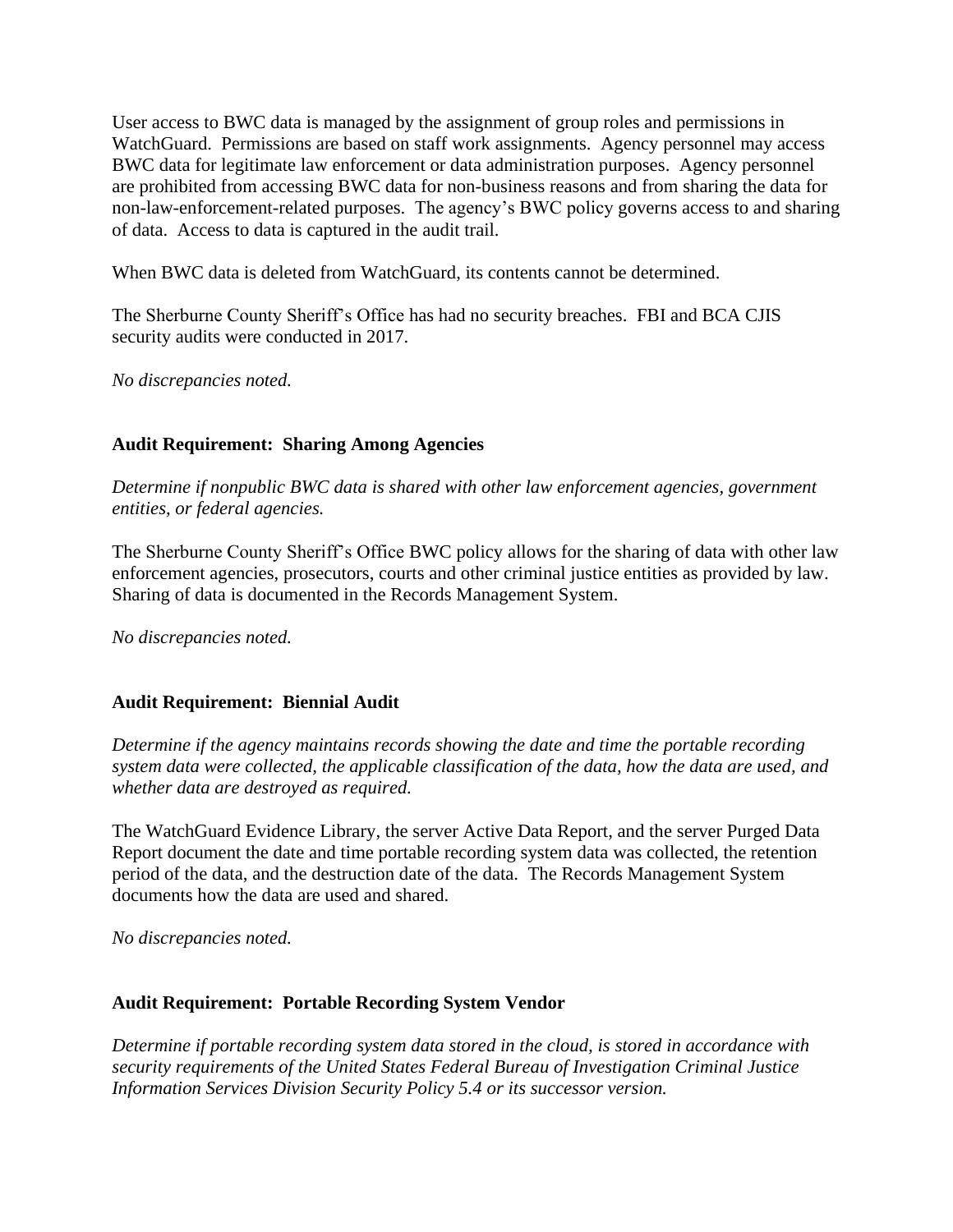User access to BWC data is managed by the assignment of group roles and permissions in WatchGuard. Permissions are based on staff work assignments. Agency personnel may access BWC data for legitimate law enforcement or data administration purposes. Agency personnel are prohibited from accessing BWC data for non-business reasons and from sharing the data for non-law-enforcement-related purposes. The agency's BWC policy governs access to and sharing of data. Access to data is captured in the audit trail.

When BWC data is deleted from WatchGuard, its contents cannot be determined.

The Sherburne County Sheriff's Office has had no security breaches. FBI and BCA CJIS security audits were conducted in 2017.

*No discrepancies noted.*

**Audit Requirement: Sharing Among Agencies**

*Determine if nonpublic BWC data is shared with other law enforcement agencies, government entities, or federal agencies.*

The Sherburne County Sheriff's Office BWC policy allows for the sharing of data with other law enforcement agencies, prosecutors, courts and other criminal justice entities as provided by law. Sharing of data is documented in the Records Management System.

*No discrepancies noted.*

**Audit Requirement: Biennial Audit**

*Determine if the agency maintains records showing the date and time the portable recording system data were collected, the applicable classification of the data, how the data are used, and whether data are destroyed as required.*

The WatchGuard Evidence Library, the server Active Data Report, and the server Purged Data Report document the date and time portable recording system data was collected, the retention period of the data, and the destruction date of the data. The Records Management System documents how the data are used and shared.

*No discrepancies noted.*

**Audit Requirement: Portable Recording System Vendor**

*Determine if portable recording system data stored in the cloud, is stored in accordance with security requirements of the United States Federal Bureau of Investigation Criminal Justice Information Services Division Security Policy 5.4 or its successor version.*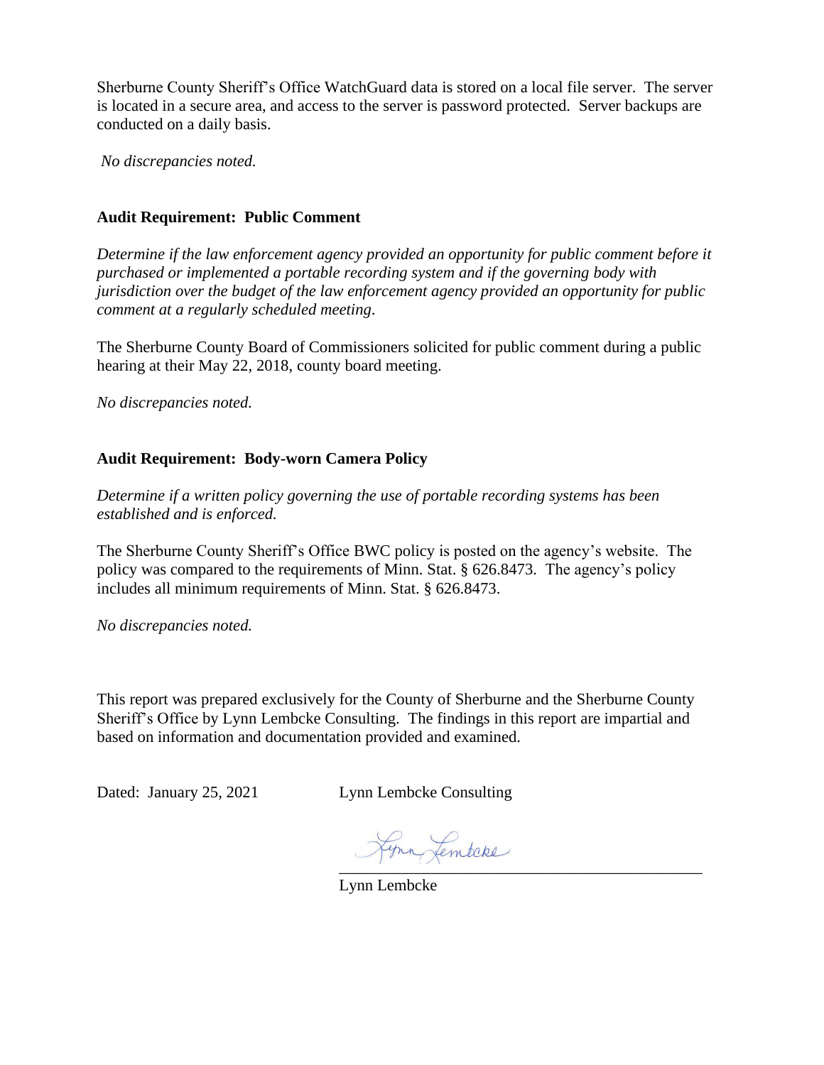Sherburne County Sheriff's Office WatchGuard data is stored on a local file server. The server is located in a secure area, and access to the server is password protected. Server backups are conducted on a daily basis.

*No discrepancies noted.*

**Audit Requirement: Public Comment**

*Determine if the law enforcement agency provided an opportunity for public comment before it purchased or implemented a portable recording system and if the governing body with jurisdiction over the budget of the law enforcement agency provided an opportunity for public comment at a regularly scheduled meeting.*

The Sherburne County Board of Commissioners solicited for public comment during a public hearing at their May 22, 2018, county board meeting.

*No discrepancies noted.*

**Audit Requirement: Body-worn Camera Policy**

*Determine if a written policy governing the use of portable recording systems has been established and is enforced.*

The Sherburne County Sheriff's Office BWC policy is posted on the agency's website. The policy was compared to the requirements of Minn. Stat. § 626.8473. The agency's policy includes all minimum requirements of Minn. Stat. § 626.8473.

*No discrepancies noted.*

This report was prepared exclusively for the County of Sherburne and the Sherburne County Sheriff's Office by Lynn Lembcke Consulting. The findings in this report are impartial and based on information and documentation provided and examined.

Dated: January 25, 2021

Lynn Lembcke Consulting

Lynn Lembcke